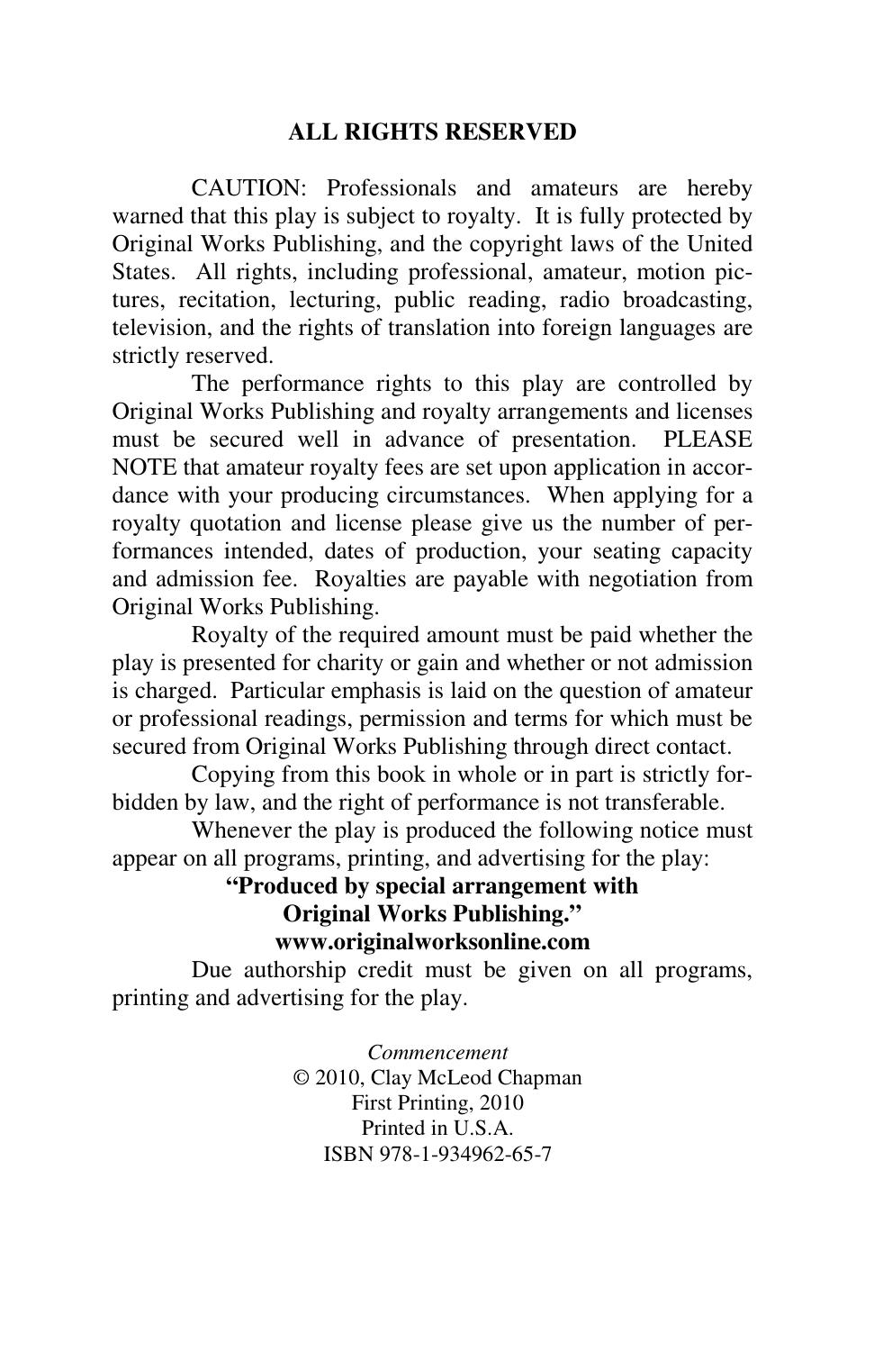## ALL RIGHTS RESERVED

CAUTION: Professionals and amateurs are hereby warned that this play is subject to royalty. It is fully protected by Original Works Publishing, and the copyright laws of the United States. All rights, including professional, amateur, motion pictures, recitation, lecturing, public reading, radio broadcasting, television, and the rights of translation into foreign languages are strictly reserved.

The performance rights to this play are controlled by Original Works Publishing and royalty arrangements and licenses must be secured well in advance of presentation. PLEASE NOTE that amateur royalty fees are set upon application in accordance with your producing circumstances. When applying for a royalty quotation and license please give us the number of performances intended, dates of production, your seating capacity and admission fee. Royalties are payable with negotiation from Original Works Publishing.

Royalty of the required amount must be paid whether the play is presented for charity or gain and whether or not admission is charged. Particular emphasis is laid on the question of amateur or professional readings, permission and terms for which must be secured from Original Works Publishing through direct contact.

Copying from this book in whole or in part is strictly forbidden by law, and the right of performance is not transferable.

Whenever the play is produced the following notice must appear on all programs, printing, and advertising for the play:

**"Produced by special arrangement with Original Works Publishing."**
**www.originalworksonline.com**

Due authorship credit must be given on all programs, printing and advertising for the play.

*Commencement*
© 2010, Clay McLeod Chapman
First Printing, 2010
Printed in U.S.A.
ISBN 978-1-934962-65-7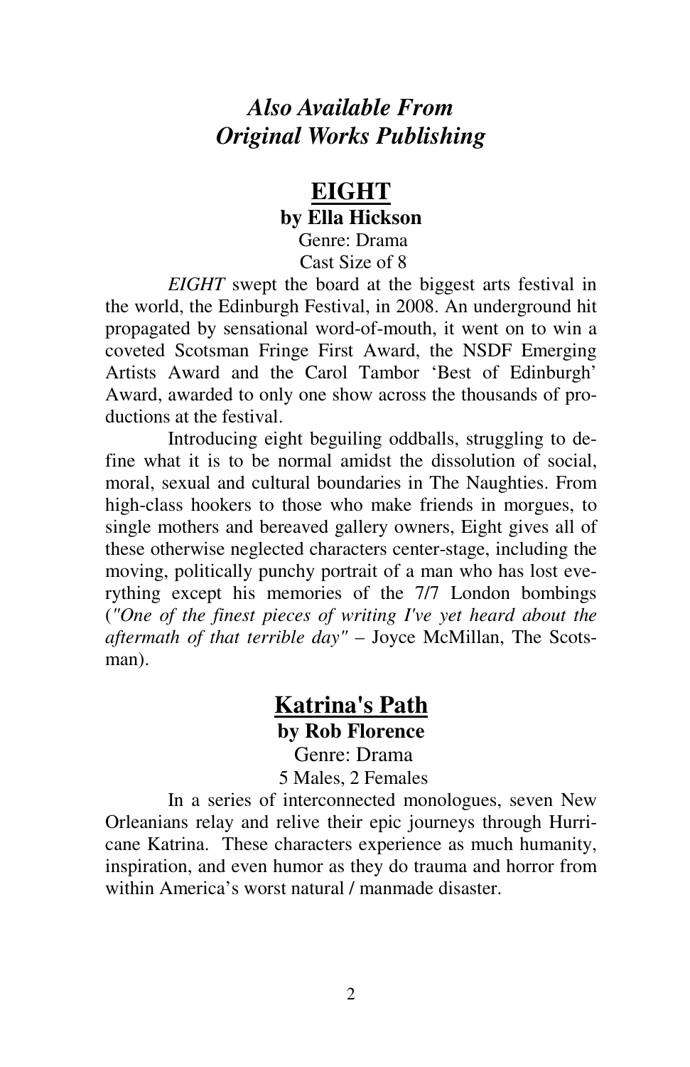# *Also Available From Original Works Publishing*

## EIGHT

**by Ella Hickson**

Genre: Drama
Cast Size of 8

*EIGHT* swept the board at the biggest arts festival in the world, the Edinburgh Festival, in 2008. An underground hit propagated by sensational word-of-mouth, it went on to win a coveted Scotsman Fringe First Award, the NSDF Emerging Artists Award and the Carol Tambor 'Best of Edinburgh' Award, awarded to only one show across the thousands of productions at the festival.

Introducing eight beguiling oddballs, struggling to define what it is to be normal amidst the dissolution of social, moral, sexual and cultural boundaries in The Naughties. From high-class hookers to those who make friends in morgues, to single mothers and bereaved gallery owners, Eight gives all of these otherwise neglected characters center-stage, including the moving, politically punchy portrait of a man who has lost everything except his memories of the 7/7 London bombings (*"One of the finest pieces of writing I've yet heard about the aftermath of that terrible day"* – Joyce McMillan, The Scotsman).

## Katrina's Path

**by Rob Florence**

Genre: Drama
5 Males, 2 Females

In a series of interconnected monologues, seven New Orleanians relay and relive their epic journeys through Hurricane Katrina. These characters experience as much humanity, inspiration, and even humor as they do trauma and horror from within America's worst natural / manmade disaster.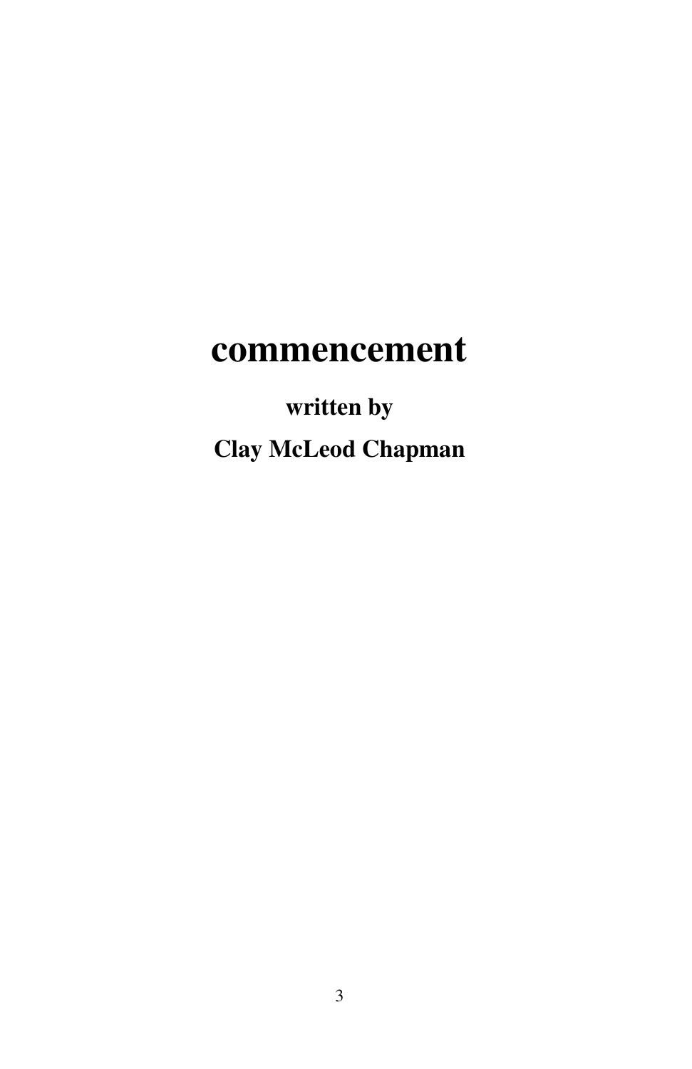# commencement

**written by**

**Clay McLeod Chapman**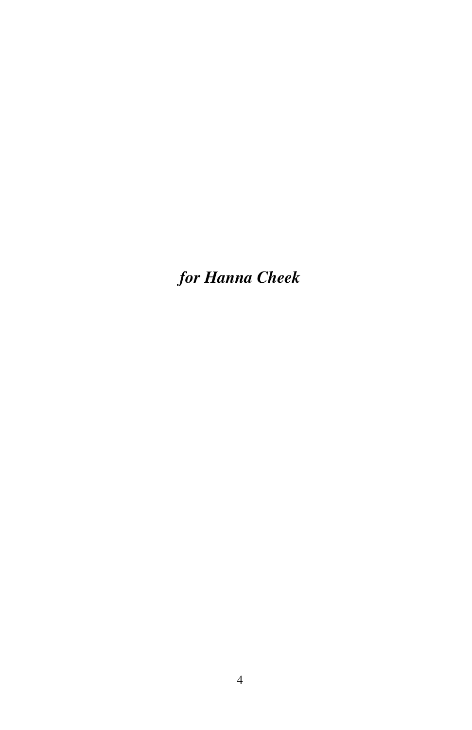***for Hanna Cheek***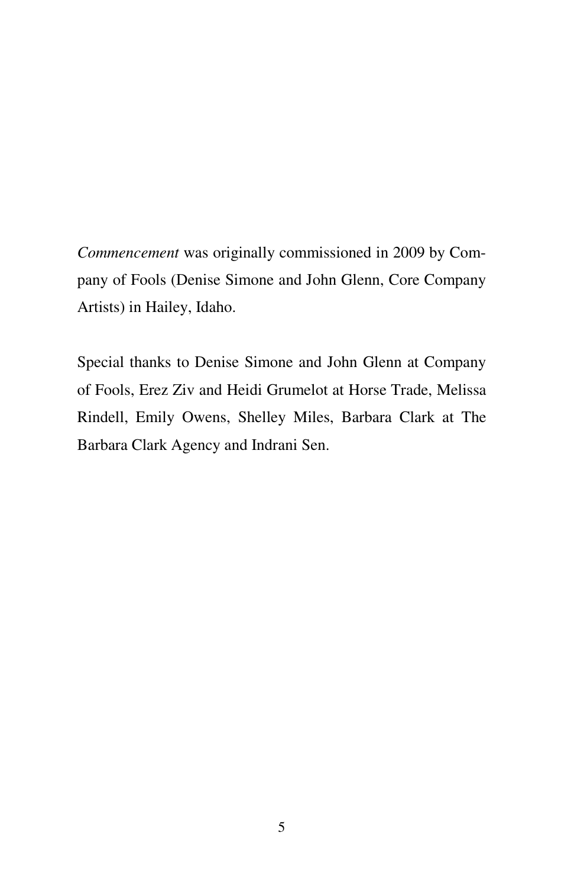*Commencement* was originally commissioned in 2009 by Company of Fools (Denise Simone and John Glenn, Core Company Artists) in Hailey, Idaho.

Special thanks to Denise Simone and John Glenn at Company of Fools, Erez Ziv and Heidi Grumelot at Horse Trade, Melissa Rindell, Emily Owens, Shelley Miles, Barbara Clark at The Barbara Clark Agency and Indrani Sen.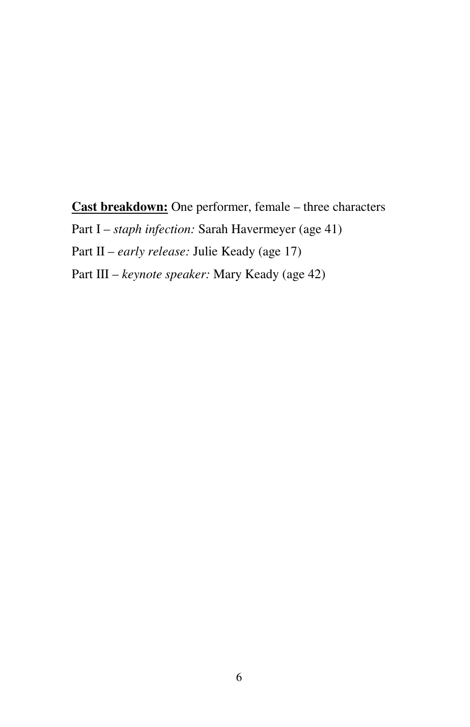**Cast breakdown:** One performer, female – three characters

Part I – *staph infection:* Sarah Havermeyer (age 41)

Part II – *early release:* Julie Keady (age 17)

Part III – *keynote speaker:* Mary Keady (age 42)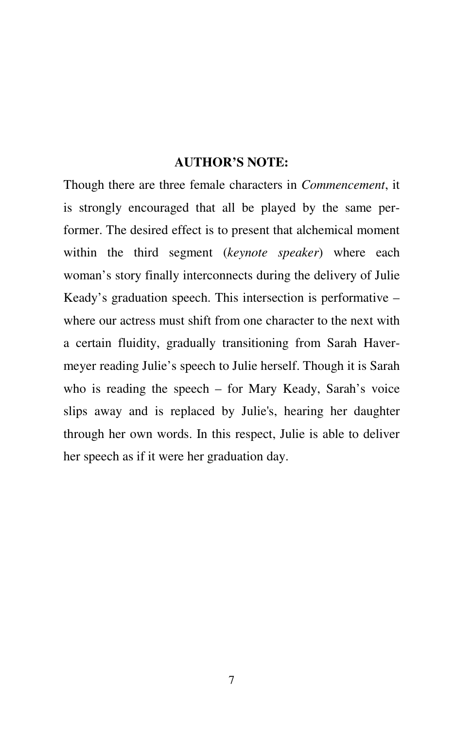## AUTHOR'S NOTE:

Though there are three female characters in *Commencement*, it is strongly encouraged that all be played by the same performer. The desired effect is to present that alchemical moment within the third segment (*keynote speaker*) where each woman's story finally interconnects during the delivery of Julie Keady's graduation speech. This intersection is performative – where our actress must shift from one character to the next with a certain fluidity, gradually transitioning from Sarah Havermeyer reading Julie's speech to Julie herself. Though it is Sarah who is reading the speech – for Mary Keady, Sarah's voice slips away and is replaced by Julie's, hearing her daughter through her own words. In this respect, Julie is able to deliver her speech as if it were her graduation day.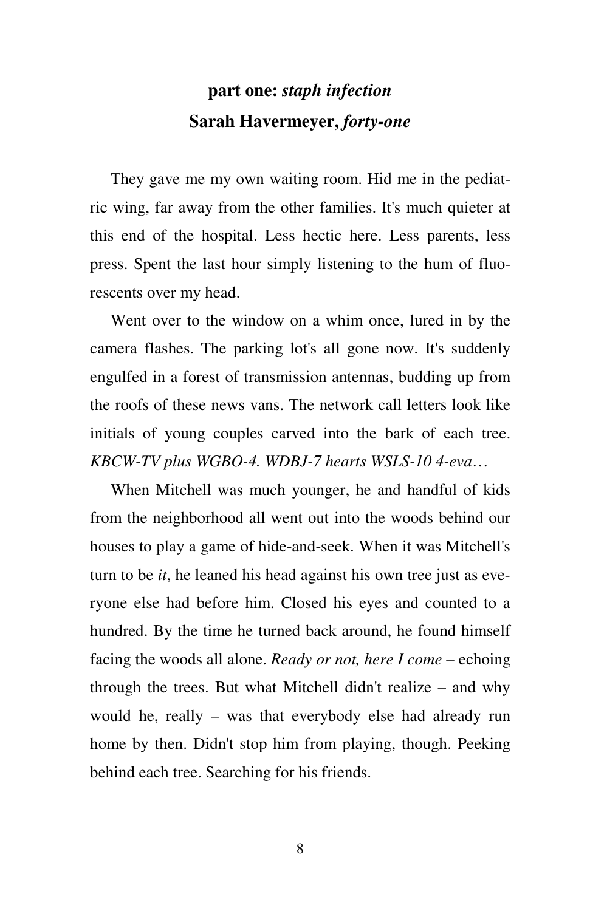# part one: *staph infection*

## Sarah Havermeyer, *forty-one*

They gave me my own waiting room. Hid me in the pediatric wing, far away from the other families. It's much quieter at this end of the hospital. Less hectic here. Less parents, less press. Spent the last hour simply listening to the hum of fluorescents over my head.

Went over to the window on a whim once, lured in by the camera flashes. The parking lot's all gone now. It's suddenly engulfed in a forest of transmission antennas, budding up from the roofs of these news vans. The network call letters look like initials of young couples carved into the bark of each tree. *KBCW-TV plus WGBO-4. WDBJ-7 hearts WSLS-10 4-eva…*

When Mitchell was much younger, he and handful of kids from the neighborhood all went out into the woods behind our houses to play a game of hide-and-seek. When it was Mitchell's turn to be *it*, he leaned his head against his own tree just as everyone else had before him. Closed his eyes and counted to a hundred. By the time he turned back around, he found himself facing the woods all alone. *Ready or not, here I come* – echoing through the trees. But what Mitchell didn't realize – and why would he, really – was that everybody else had already run home by then. Didn't stop him from playing, though. Peeking behind each tree. Searching for his friends.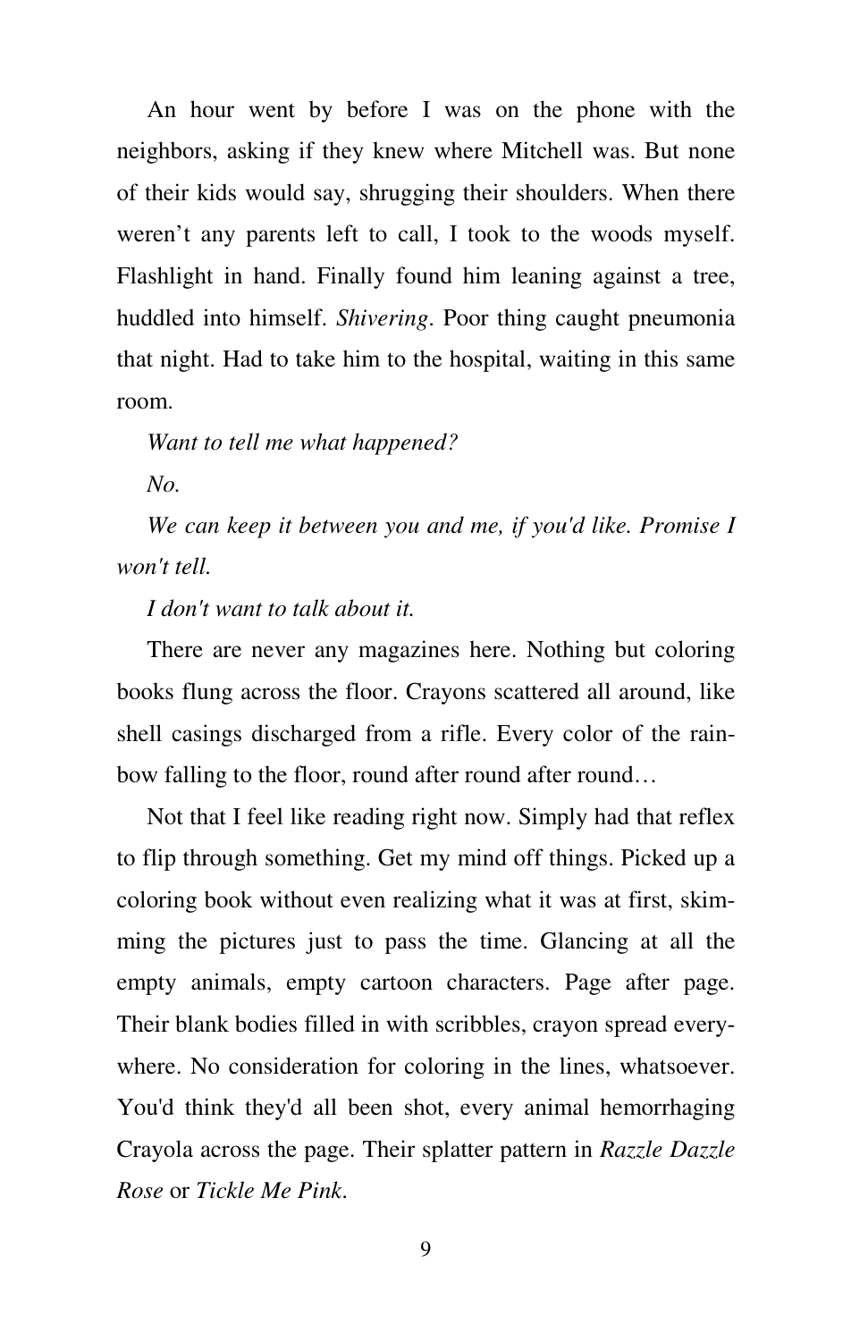An hour went by before I was on the phone with the neighbors, asking if they knew where Mitchell was. But none of their kids would say, shrugging their shoulders. When there weren't any parents left to call, I took to the woods myself. Flashlight in hand. Finally found him leaning against a tree, huddled into himself. *Shivering*. Poor thing caught pneumonia that night. Had to take him to the hospital, waiting in this same room.

*Want to tell me what happened?*

*No.*

*We can keep it between you and me, if you'd like. Promise I won't tell.*

*I don't want to talk about it.*

There are never any magazines here. Nothing but coloring books flung across the floor. Crayons scattered all around, like shell casings discharged from a rifle. Every color of the rainbow falling to the floor, round after round after round…

Not that I feel like reading right now. Simply had that reflex to flip through something. Get my mind off things. Picked up a coloring book without even realizing what it was at first, skimming the pictures just to pass the time. Glancing at all the empty animals, empty cartoon characters. Page after page. Their blank bodies filled in with scribbles, crayon spread everywhere. No consideration for coloring in the lines, whatsoever. You'd think they'd all been shot, every animal hemorrhaging Crayola across the page. Their splatter pattern in *Razzle Dazzle Rose* or *Tickle Me Pink*.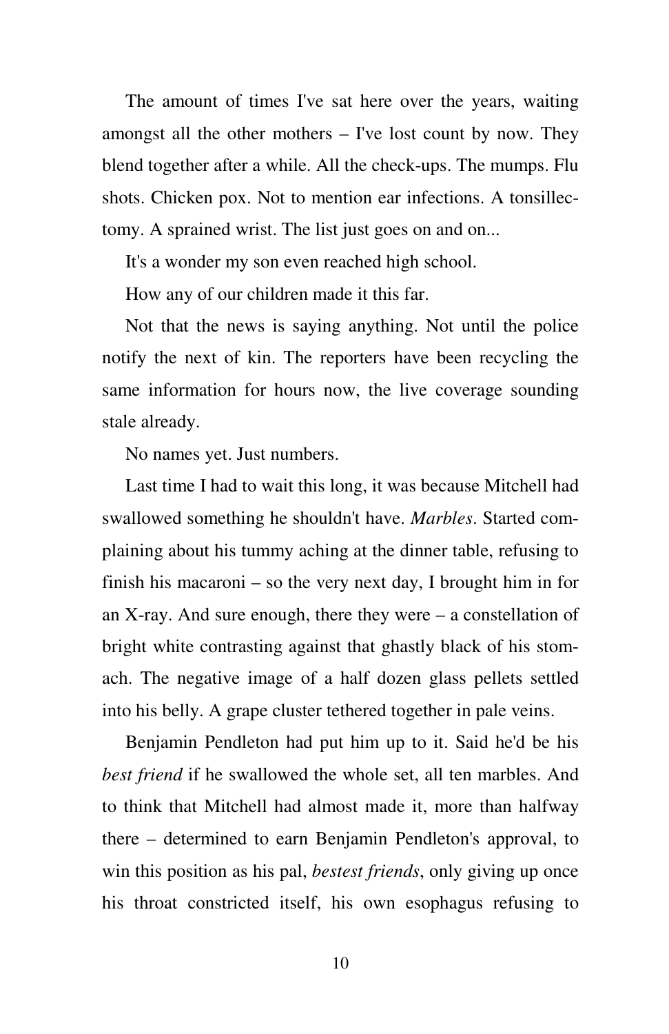The amount of times I've sat here over the years, waiting amongst all the other mothers – I've lost count by now. They blend together after a while. All the check-ups. The mumps. Flu shots. Chicken pox. Not to mention ear infections. A tonsillectomy. A sprained wrist. The list just goes on and on...

It's a wonder my son even reached high school.

How any of our children made it this far.

Not that the news is saying anything. Not until the police notify the next of kin. The reporters have been recycling the same information for hours now, the live coverage sounding stale already.

No names yet. Just numbers.

Last time I had to wait this long, it was because Mitchell had swallowed something he shouldn't have. *Marbles*. Started complaining about his tummy aching at the dinner table, refusing to finish his macaroni – so the very next day, I brought him in for an X-ray. And sure enough, there they were – a constellation of bright white contrasting against that ghastly black of his stomach. The negative image of a half dozen glass pellets settled into his belly. A grape cluster tethered together in pale veins.

Benjamin Pendleton had put him up to it. Said he'd be his *best friend* if he swallowed the whole set, all ten marbles. And to think that Mitchell had almost made it, more than halfway there – determined to earn Benjamin Pendleton's approval, to win this position as his pal, *bestest friends*, only giving up once his throat constricted itself, his own esophagus refusing to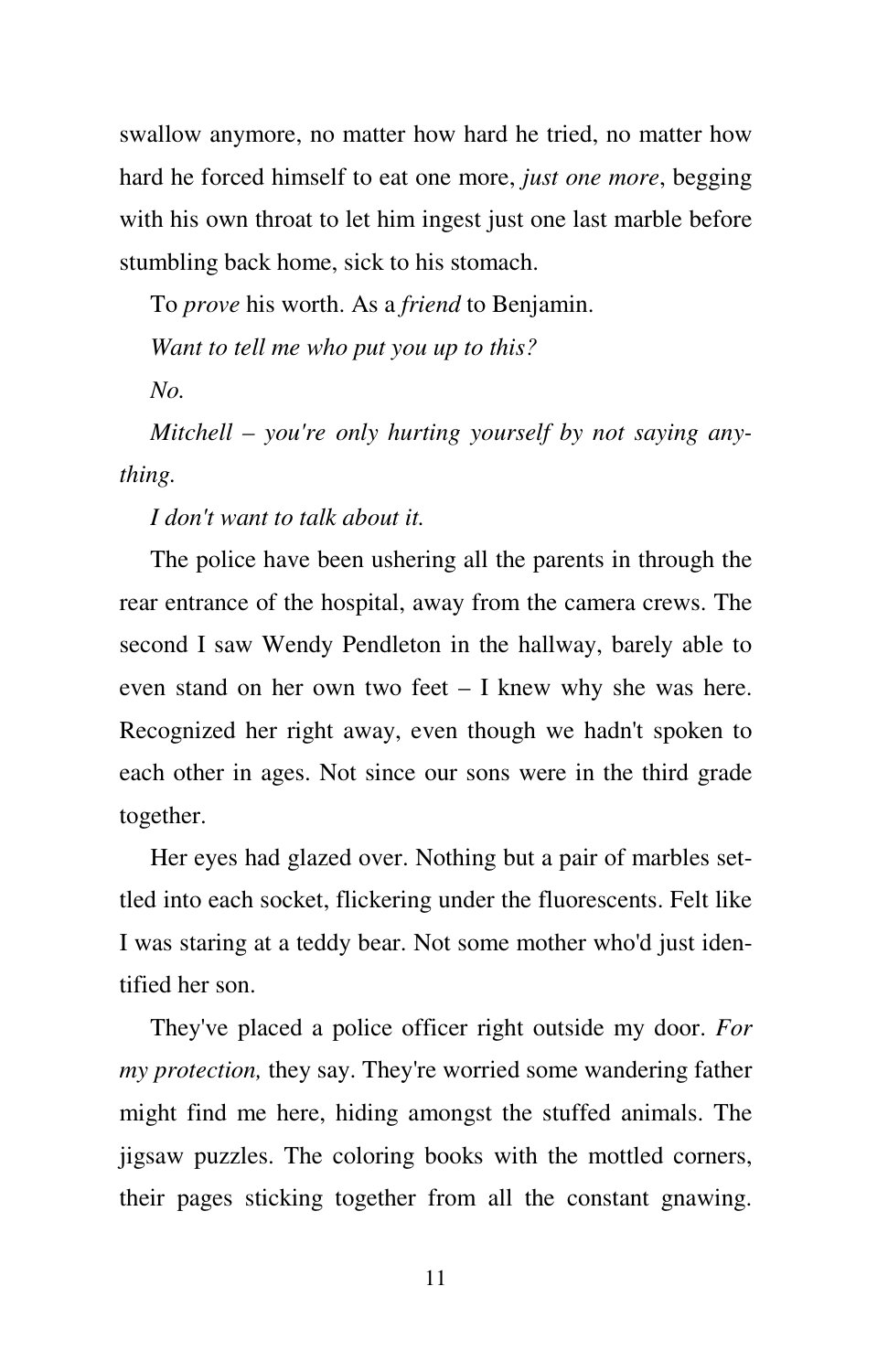swallow anymore, no matter how hard he tried, no matter how hard he forced himself to eat one more, *just one more*, begging with his own throat to let him ingest just one last marble before stumbling back home, sick to his stomach.

To *prove* his worth. As a *friend* to Benjamin.

*Want to tell me who put you up to this?*

*No.*

*Mitchell – you're only hurting yourself by not saying anything.*

*I don't want to talk about it.*

The police have been ushering all the parents in through the rear entrance of the hospital, away from the camera crews. The second I saw Wendy Pendleton in the hallway, barely able to even stand on her own two feet – I knew why she was here. Recognized her right away, even though we hadn't spoken to each other in ages. Not since our sons were in the third grade together.

Her eyes had glazed over. Nothing but a pair of marbles settled into each socket, flickering under the fluorescents. Felt like I was staring at a teddy bear. Not some mother who'd just identified her son.

They've placed a police officer right outside my door. *For my protection,* they say. They're worried some wandering father might find me here, hiding amongst the stuffed animals. The jigsaw puzzles. The coloring books with the mottled corners, their pages sticking together from all the constant gnawing.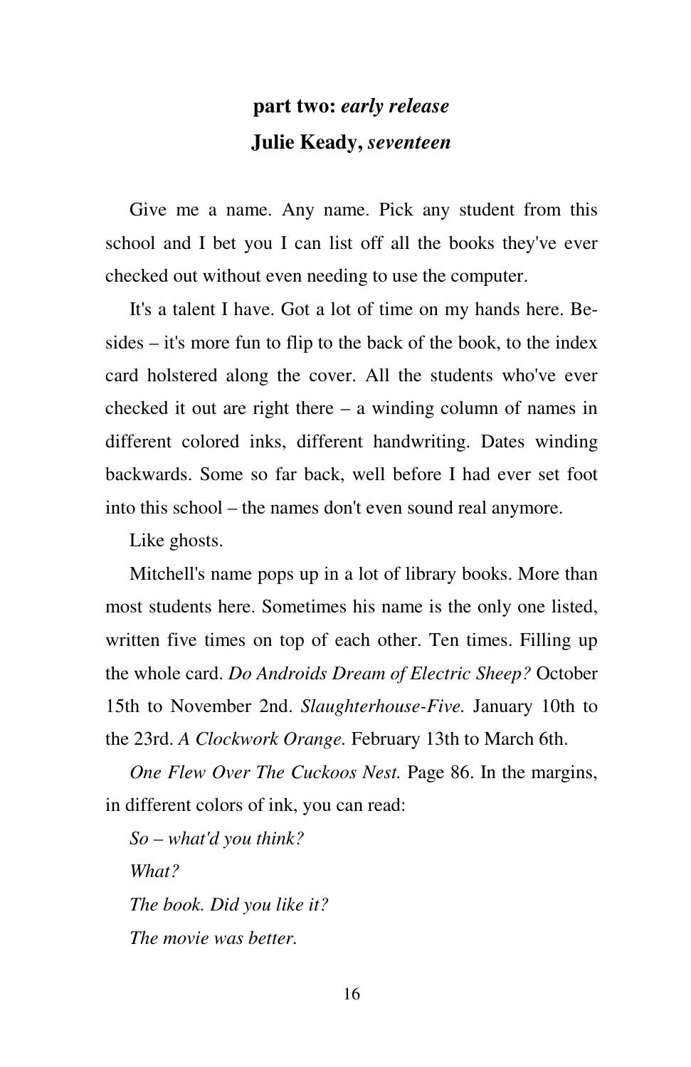## **part two:** ***early release***

## **Julie Keady,** ***seventeen***

Give me a name. Any name. Pick any student from this school and I bet you I can list off all the books they've ever checked out without even needing to use the computer.

It's a talent I have. Got a lot of time on my hands here. Besides – it's more fun to flip to the back of the book, to the index card holstered along the cover. All the students who've ever checked it out are right there – a winding column of names in different colored inks, different handwriting. Dates winding backwards. Some so far back, well before I had ever set foot into this school – the names don't even sound real anymore.

Like ghosts.

Mitchell's name pops up in a lot of library books. More than most students here. Sometimes his name is the only one listed, written five times on top of each other. Ten times. Filling up the whole card. *Do Androids Dream of Electric Sheep?* October 15th to November 2nd. *Slaughterhouse-Five.* January 10th to the 23rd. *A Clockwork Orange.* February 13th to March 6th.

*One Flew Over The Cuckoos Nest.* Page 86. In the margins, in different colors of ink, you can read:

*So – what'd you think?*

*What?*

*The book. Did you like it?*

*The movie was better.*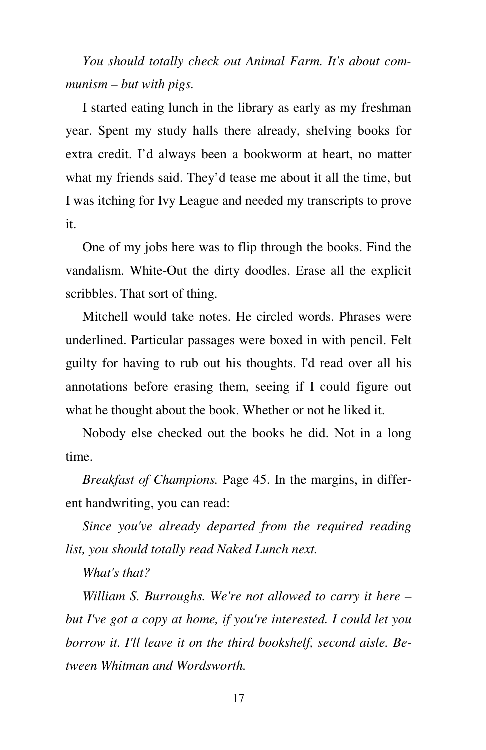*You should totally check out Animal Farm. It's about communism – but with pigs.*

I started eating lunch in the library as early as my freshman year. Spent my study halls there already, shelving books for extra credit. I'd always been a bookworm at heart, no matter what my friends said. They'd tease me about it all the time, but I was itching for Ivy League and needed my transcripts to prove it.

One of my jobs here was to flip through the books. Find the vandalism. White-Out the dirty doodles. Erase all the explicit scribbles. That sort of thing.

Mitchell would take notes. He circled words. Phrases were underlined. Particular passages were boxed in with pencil. Felt guilty for having to rub out his thoughts. I'd read over all his annotations before erasing them, seeing if I could figure out what he thought about the book. Whether or not he liked it.

Nobody else checked out the books he did. Not in a long time.

*Breakfast of Champions.* Page 45. In the margins, in different handwriting, you can read:

*Since you've already departed from the required reading list, you should totally read Naked Lunch next.*

*What's that?*

*William S. Burroughs. We're not allowed to carry it here – but I've got a copy at home, if you're interested. I could let you borrow it. I'll leave it on the third bookshelf, second aisle. Between Whitman and Wordsworth.*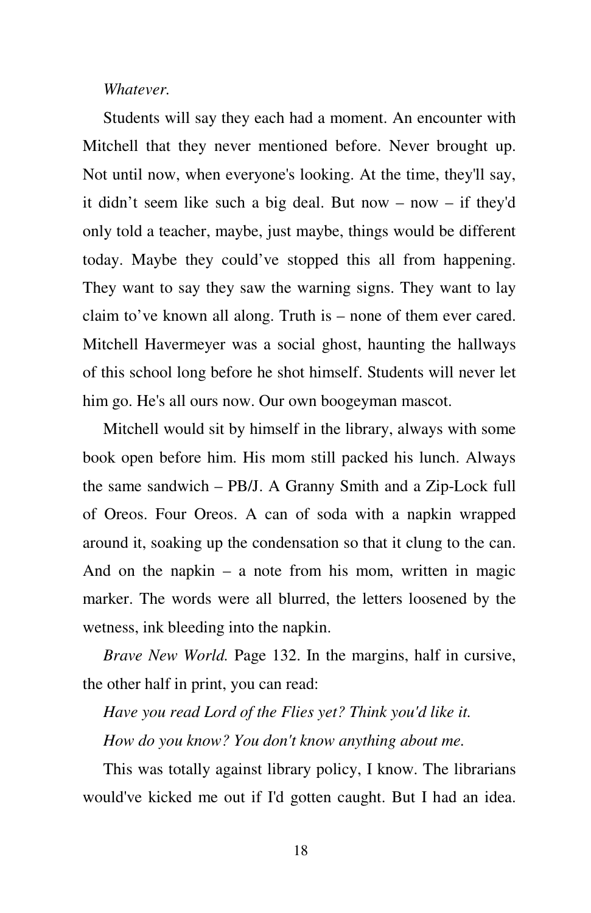*Whatever.*

Students will say they each had a moment. An encounter with Mitchell that they never mentioned before. Never brought up. Not until now, when everyone's looking. At the time, they'll say, it didn't seem like such a big deal. But now – now – if they'd only told a teacher, maybe, just maybe, things would be different today. Maybe they could've stopped this all from happening. They want to say they saw the warning signs. They want to lay claim to've known all along. Truth is – none of them ever cared. Mitchell Havermeyer was a social ghost, haunting the hallways of this school long before he shot himself. Students will never let him go. He's all ours now. Our own boogeyman mascot.

Mitchell would sit by himself in the library, always with some book open before him. His mom still packed his lunch. Always the same sandwich – PB/J. A Granny Smith and a Zip-Lock full of Oreos. Four Oreos. A can of soda with a napkin wrapped around it, soaking up the condensation so that it clung to the can. And on the napkin – a note from his mom, written in magic marker. The words were all blurred, the letters loosened by the wetness, ink bleeding into the napkin.

*Brave New World.* Page 132. In the margins, half in cursive, the other half in print, you can read:

*Have you read Lord of the Flies yet? Think you'd like it.*

*How do you know? You don't know anything about me.*

This was totally against library policy, I know. The librarians would've kicked me out if I'd gotten caught. But I had an idea.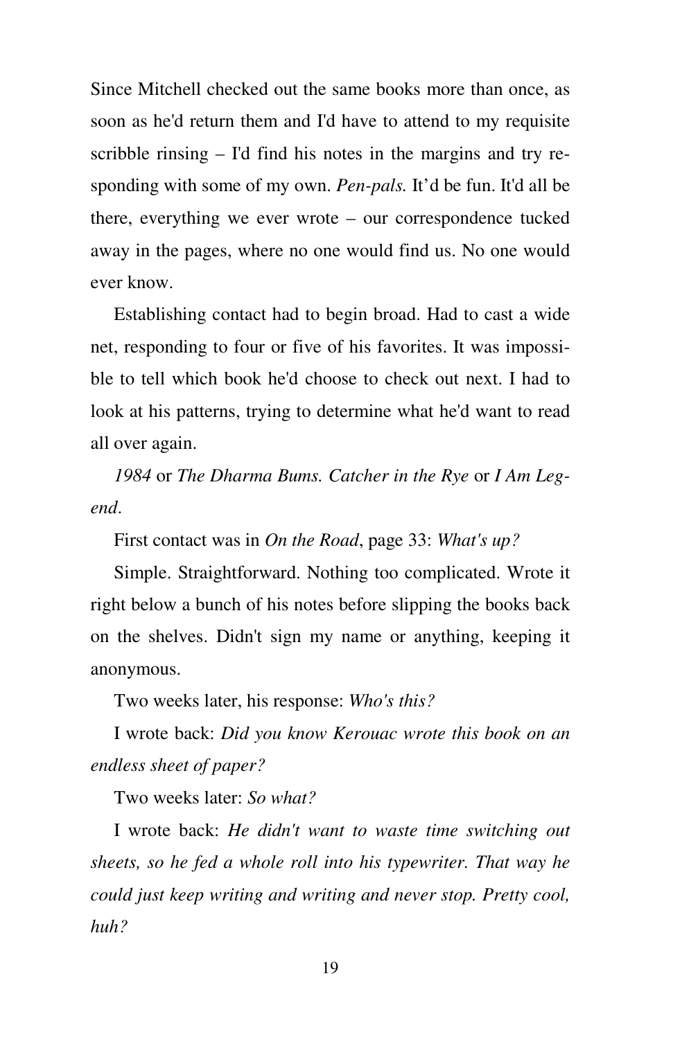Since Mitchell checked out the same books more than once, as soon as he'd return them and I'd have to attend to my requisite scribble rinsing – I'd find his notes in the margins and try responding with some of my own. *Pen-pals.* It'd be fun. It'd all be there, everything we ever wrote – our correspondence tucked away in the pages, where no one would find us. No one would ever know.

Establishing contact had to begin broad. Had to cast a wide net, responding to four or five of his favorites. It was impossible to tell which book he'd choose to check out next. I had to look at his patterns, trying to determine what he'd want to read all over again.

*1984* or *The Dharma Bums. Catcher in the Rye* or *I Am Legend*.

First contact was in *On the Road*, page 33: *What's up?*

Simple. Straightforward. Nothing too complicated. Wrote it right below a bunch of his notes before slipping the books back on the shelves. Didn't sign my name or anything, keeping it anonymous.

Two weeks later, his response: *Who's this?*

I wrote back: *Did you know Kerouac wrote this book on an endless sheet of paper?*

Two weeks later: *So what?*

I wrote back: *He didn't want to waste time switching out sheets, so he fed a whole roll into his typewriter. That way he could just keep writing and writing and never stop. Pretty cool, huh?*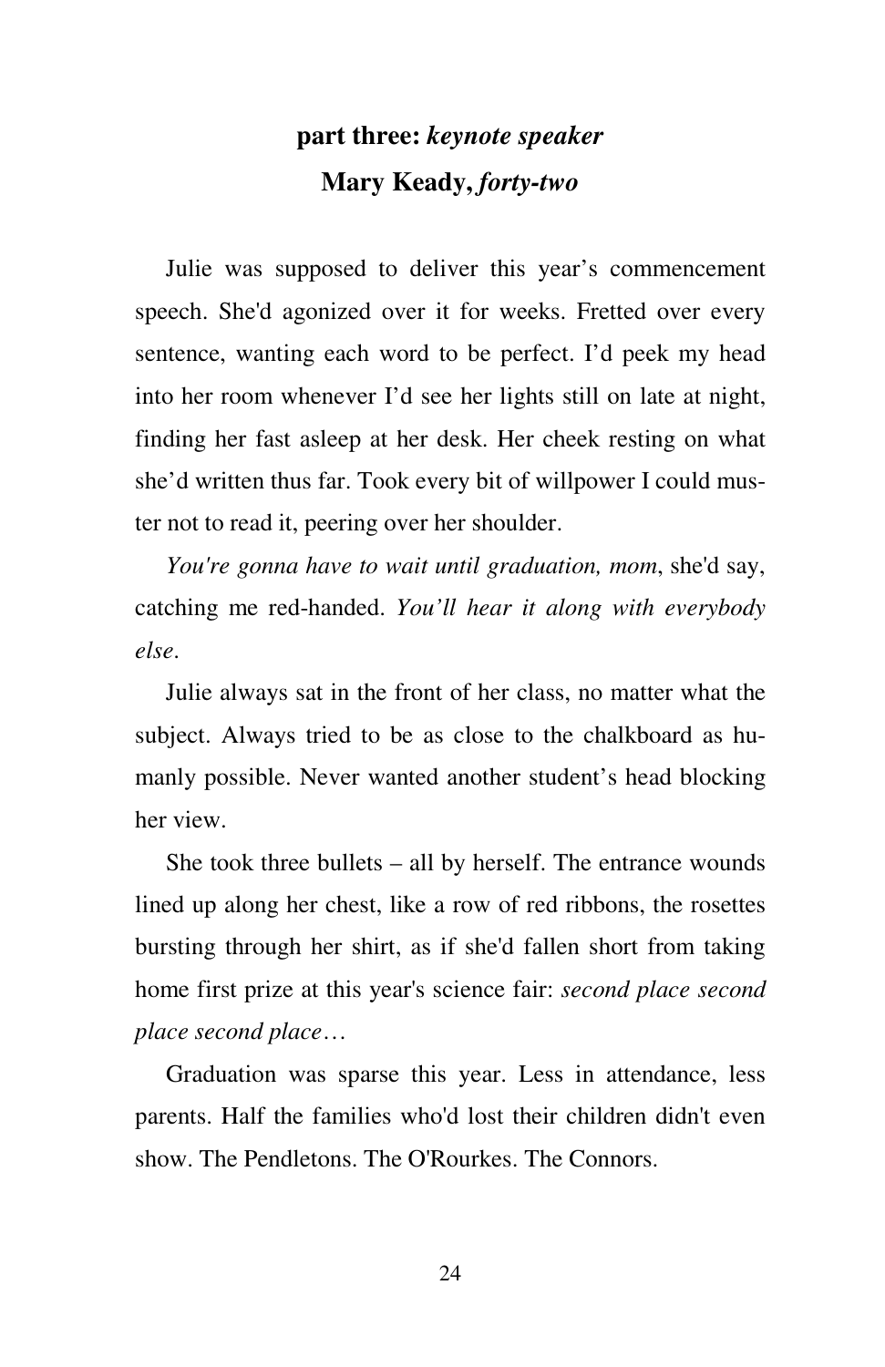## **part three:** ***keynote speaker***

## **Mary Keady,** ***forty-two***

Julie was supposed to deliver this year's commencement speech. She'd agonized over it for weeks. Fretted over every sentence, wanting each word to be perfect. I'd peek my head into her room whenever I'd see her lights still on late at night, finding her fast asleep at her desk. Her cheek resting on what she'd written thus far. Took every bit of willpower I could muster not to read it, peering over her shoulder.

*You're gonna have to wait until graduation, mom*, she'd say, catching me red-handed. *You'll hear it along with everybody else.*

Julie always sat in the front of her class, no matter what the subject. Always tried to be as close to the chalkboard as humanly possible. Never wanted another student's head blocking her view.

She took three bullets – all by herself. The entrance wounds lined up along her chest, like a row of red ribbons, the rosettes bursting through her shirt, as if she'd fallen short from taking home first prize at this year's science fair: *second place second place second place*…

Graduation was sparse this year. Less in attendance, less parents. Half the families who'd lost their children didn't even show. The Pendletons. The O'Rourkes. The Connors.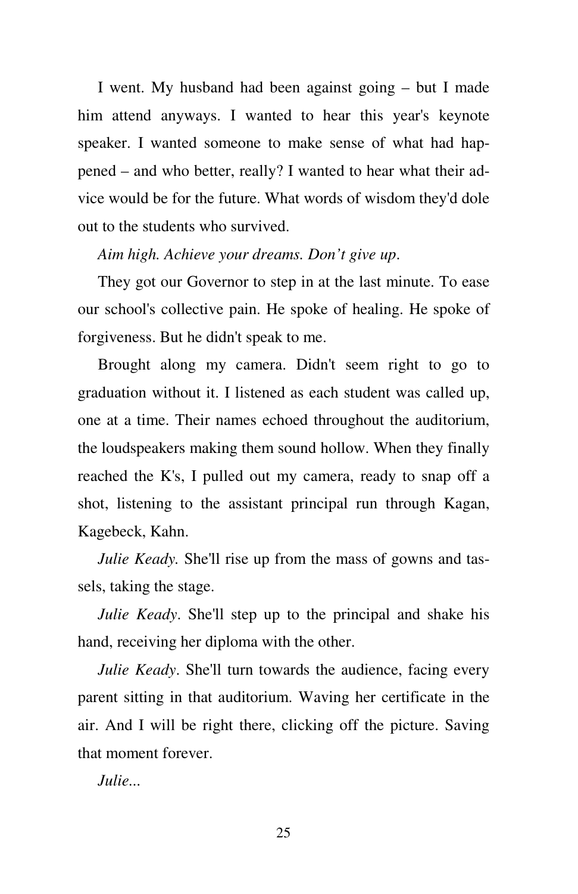I went. My husband had been against going – but I made him attend anyways. I wanted to hear this year's keynote speaker. I wanted someone to make sense of what had happened – and who better, really? I wanted to hear what their advice would be for the future. What words of wisdom they'd dole out to the students who survived.

*Aim high. Achieve your dreams. Don't give up.*

They got our Governor to step in at the last minute. To ease our school's collective pain. He spoke of healing. He spoke of forgiveness. But he didn't speak to me.

Brought along my camera. Didn't seem right to go to graduation without it. I listened as each student was called up, one at a time. Their names echoed throughout the auditorium, the loudspeakers making them sound hollow. When they finally reached the K's, I pulled out my camera, ready to snap off a shot, listening to the assistant principal run through Kagan, Kagebeck, Kahn.

*Julie Keady.* She'll rise up from the mass of gowns and tassels, taking the stage.

*Julie Keady*. She'll step up to the principal and shake his hand, receiving her diploma with the other.

*Julie Keady*. She'll turn towards the audience, facing every parent sitting in that auditorium. Waving her certificate in the air. And I will be right there, clicking off the picture. Saving that moment forever.

*Julie...*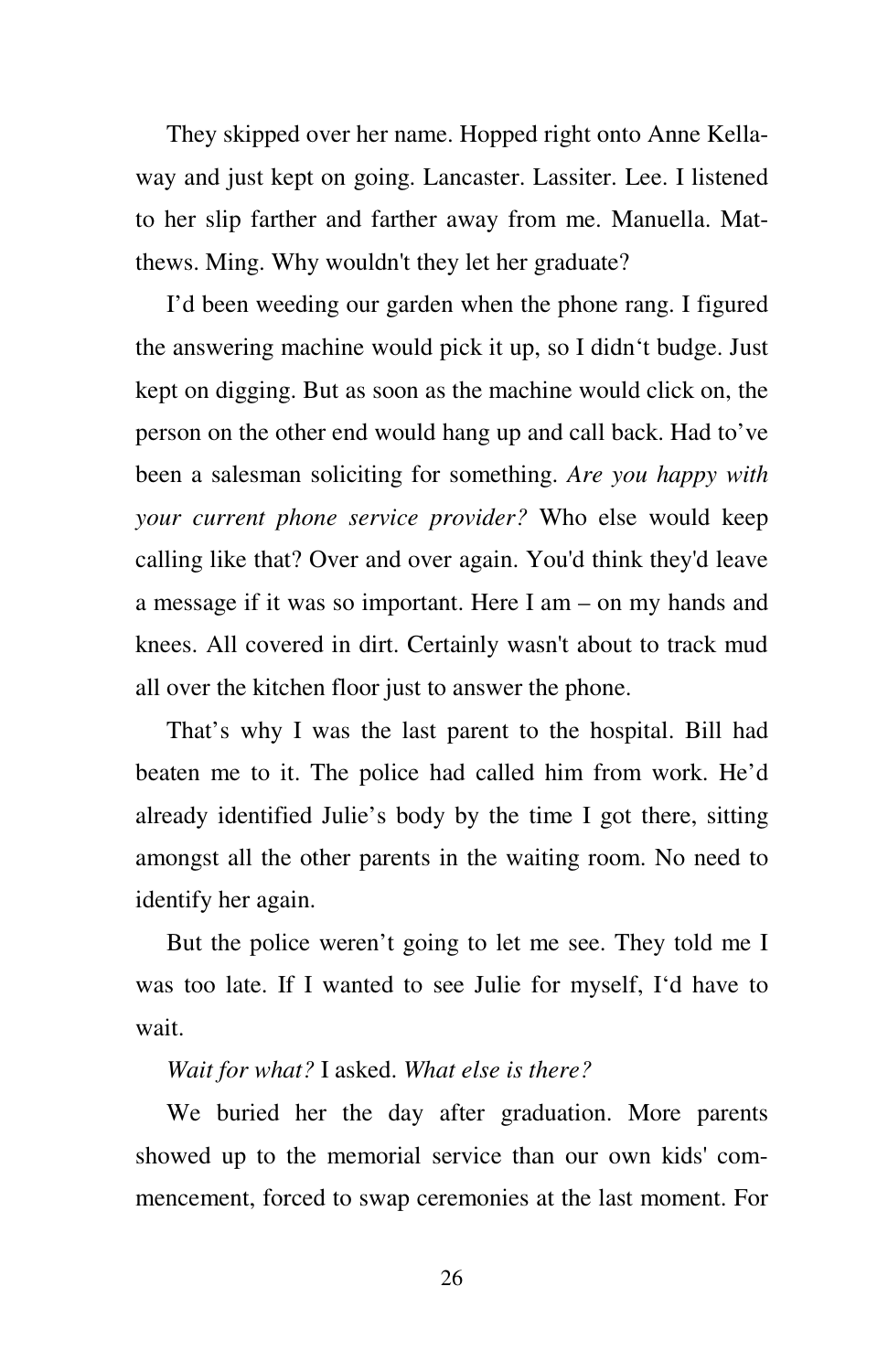They skipped over her name. Hopped right onto Anne Kellaway and just kept on going. Lancaster. Lassiter. Lee. I listened to her slip farther and farther away from me. Manuella. Matthews. Ming. Why wouldn't they let her graduate?

I'd been weeding our garden when the phone rang. I figured the answering machine would pick it up, so I didn't budge. Just kept on digging. But as soon as the machine would click on, the person on the other end would hang up and call back. Had to've been a salesman soliciting for something. *Are you happy with your current phone service provider?* Who else would keep calling like that? Over and over again. You'd think they'd leave a message if it was so important. Here I am – on my hands and knees. All covered in dirt. Certainly wasn't about to track mud all over the kitchen floor just to answer the phone.

That's why I was the last parent to the hospital. Bill had beaten me to it. The police had called him from work. He'd already identified Julie's body by the time I got there, sitting amongst all the other parents in the waiting room. No need to identify her again.

But the police weren't going to let me see. They told me I was too late. If I wanted to see Julie for myself, I'd have to wait.

*Wait for what?* I asked. *What else is there?*

We buried her the day after graduation. More parents showed up to the memorial service than our own kids' commencement, forced to swap ceremonies at the last moment. For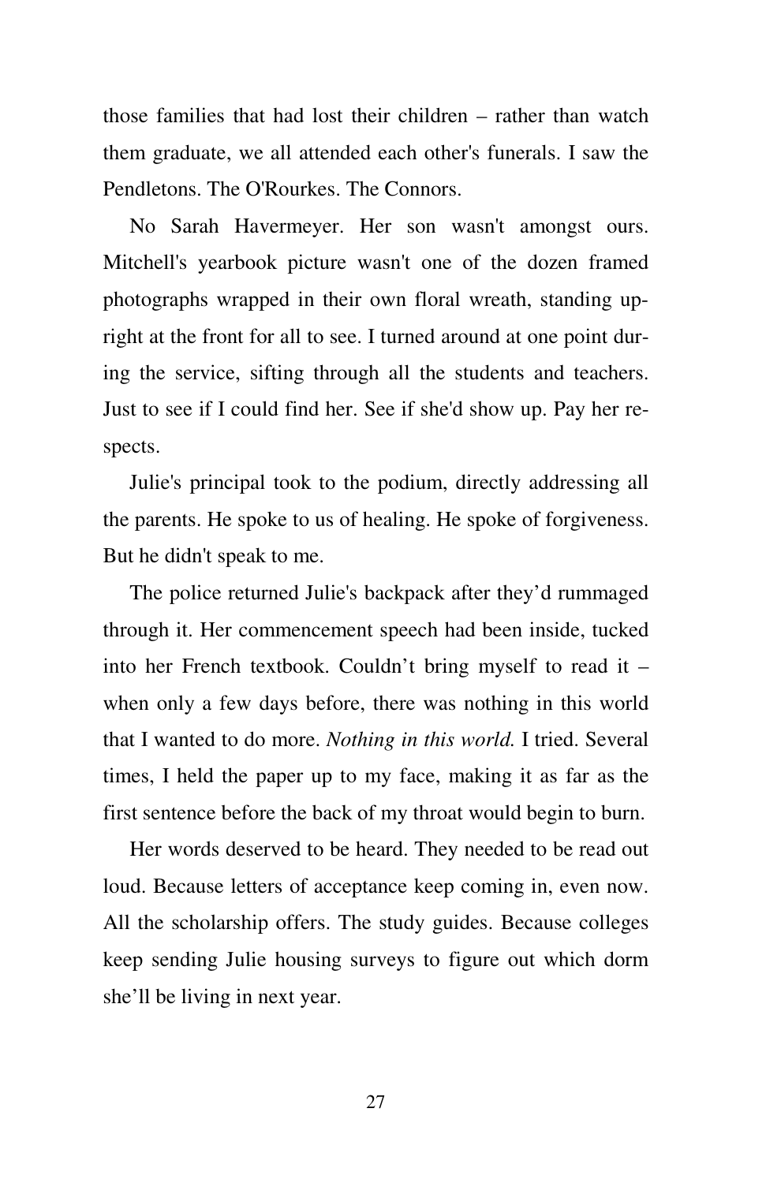those families that had lost their children – rather than watch them graduate, we all attended each other's funerals. I saw the Pendletons. The O'Rourkes. The Connors.

No Sarah Havermeyer. Her son wasn't amongst ours. Mitchell's yearbook picture wasn't one of the dozen framed photographs wrapped in their own floral wreath, standing upright at the front for all to see. I turned around at one point during the service, sifting through all the students and teachers. Just to see if I could find her. See if she'd show up. Pay her respects.

Julie's principal took to the podium, directly addressing all the parents. He spoke to us of healing. He spoke of forgiveness. But he didn't speak to me.

The police returned Julie's backpack after they'd rummaged through it. Her commencement speech had been inside, tucked into her French textbook. Couldn't bring myself to read it – when only a few days before, there was nothing in this world that I wanted to do more. *Nothing in this world.* I tried. Several times, I held the paper up to my face, making it as far as the first sentence before the back of my throat would begin to burn.

Her words deserved to be heard. They needed to be read out loud. Because letters of acceptance keep coming in, even now. All the scholarship offers. The study guides. Because colleges keep sending Julie housing surveys to figure out which dorm she'll be living in next year.